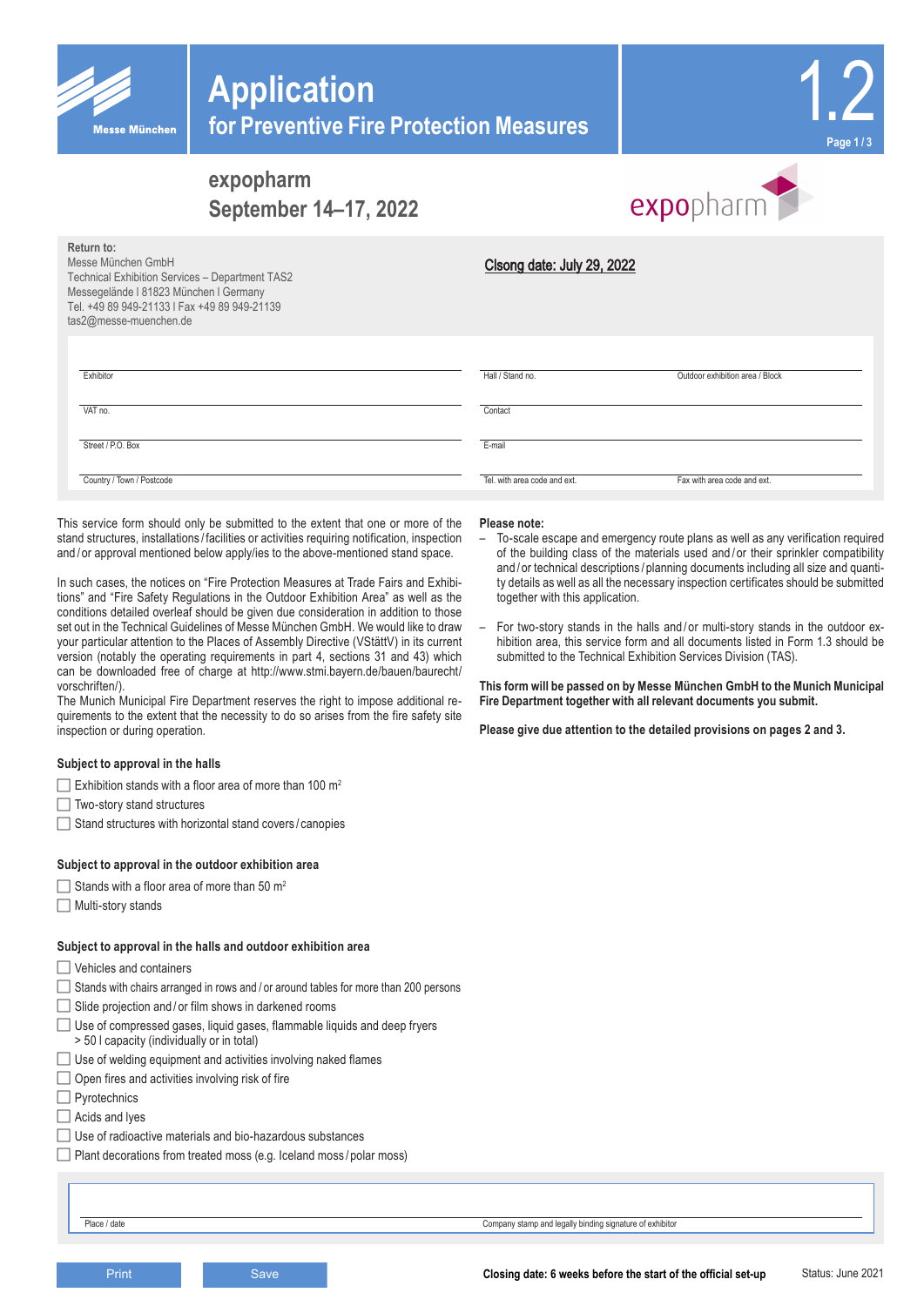# Application

## for Preventive Fire Protection Measures

1.2

Messe München

expopharm
September 14–17, 2022

expopharm

**Return to:**
Messe München GmbH
Technical Exhibition Services – Department TAS2
Messegelände I 81823 München I Germany
Tel. +49 89 949-21133 I Fax +49 89 949-21139
tas2@messe-muenchen.de

<u>Clsong date: July 29, 2022</u>

| | | |
|---|---|---|
| Exhibitor | Hall / Stand no. | Outdoor exhibition area / Block |
| VAT no. | Contact | |
| Street / P.O. Box | E-mail | |
| Country / Town / Postcode | Tel. with area code and ext. | Fax with area code and ext. |

This service form should only be submitted to the extent that one or more of the stand structures, installations / facilities or activities requiring notification, inspection and / or approval mentioned below apply/ies to the above-mentioned stand space.

In such cases, the notices on "Fire Protection Measures at Trade Fairs and Exhibitions" and "Fire Safety Regulations in the Outdoor Exhibition Area" as well as the conditions detailed overleaf should be given due consideration in addition to those set out in the Technical Guidelines of Messe München GmbH. We would like to draw your particular attention to the Places of Assembly Directive (VStättV) in its current version (notably the operating requirements in part 4, sections 31 and 43) which can be downloaded free of charge at http://www.stmi.bayern.de/bauen/baurecht/vorschriften/).
The Munich Municipal Fire Department reserves the right to impose additional requirements to the extent that the necessity to do so arises from the fire safety site inspection or during operation.

**Subject to approval in the halls**

- ☐ Exhibition stands with a floor area of more than 100 m²
- ☐ Two-story stand structures
- ☐ Stand structures with horizontal stand covers / canopies

**Subject to approval in the outdoor exhibition area**

- ☐ Stands with a floor area of more than 50 m²
- ☐ Multi-story stands

**Subject to approval in the halls and outdoor exhibition area**

- ☐ Vehicles and containers
- ☐ Stands with chairs arranged in rows and / or around tables for more than 200 persons
- ☐ Slide projection and / or film shows in darkened rooms
- ☐ Use of compressed gases, liquid gases, flammable liquids and deep fryers > 50 l capacity (individually or in total)
- ☐ Use of welding equipment and activities involving naked flames
- ☐ Open fires and activities involving risk of fire
- ☐ Pyrotechnics
- ☐ Acids and lyes
- ☐ Use of radioactive materials and bio-hazardous substances
- ☐ Plant decorations from treated moss (e.g. Iceland moss / polar moss)

**Please note:**

- To-scale escape and emergency route plans as well as any verification required of the building class of the materials used and / or their sprinkler compatibility and / or technical descriptions / planning documents including all size and quantity details as well as all the necessary inspection certificates should be submitted together with this application.
- For two-story stands in the halls and / or multi-story stands in the outdoor exhibition area, this service form and all documents listed in Form 1.3 should be submitted to the Technical Exhibition Services Division (TAS).

**This form will be passed on by Messe München GmbH to the Munich Municipal Fire Department together with all relevant documents you submit.**

**Please give due attention to the detailed provisions on pages 2 and 3.**

| | |
|---|---|
| Place / date | Company stamp and legally binding signature of exhibitor |

Print | Save

**Closing date: 6 weeks before the start of the official set-up**

Status: June 2021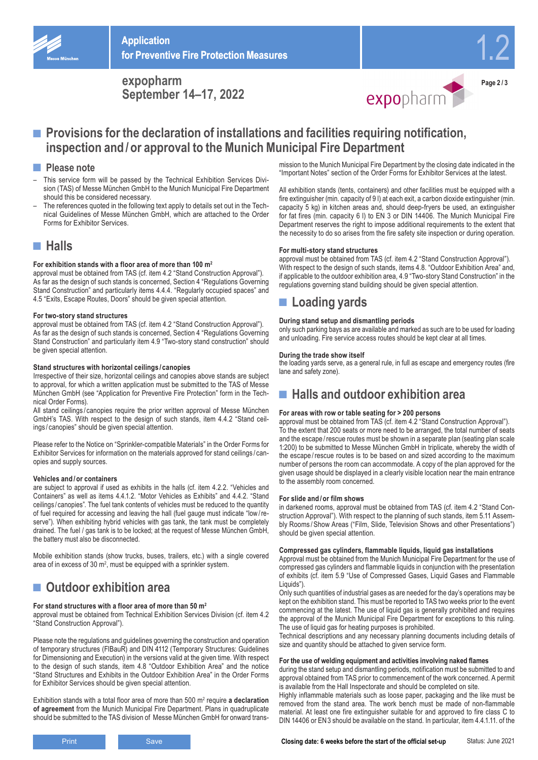# Provisions for the declaration of installations and facilities requiring notification, inspection and / or approval to the Munich Municipal Fire Department

## Please note

- This service form will be passed by the Technical Exhibition Services Division (TAS) of Messe München GmbH to the Munich Municipal Fire Department should this be considered necessary.
- The references quoted in the following text apply to details set out in the Technical Guidelines of Messe München GmbH, which are attached to the Order Forms for Exhibitor Services.

## Halls

### For exhibition stands with a floor area of more than 100 m²

approval must be obtained from TAS (cf. item 4.2 "Stand Construction Approval"). As far as the design of such stands is concerned, Section 4 "Regulations Governing Stand Construction" and particularly items 4.4.4. "Regularly occupied spaces" and 4.5 "Exits, Escape Routes, Doors" should be given special attention.

### For two-story stand structures

approval must be obtained from TAS (cf. item 4.2 "Stand Construction Approval"). As far as the design of such stands is concerned, Section 4 "Regulations Governing Stand Construction" and particularly item 4.9 "Two-story stand construction" should be given special attention.

### Stand structures with horizontal ceilings / canopies

Irrespective of their size, horizontal ceilings and canopies above stands are subject to approval, for which a written application must be submitted to the TAS of Messe München GmbH (see "Application for Preventive Fire Protection" form in the Technical Order Forms).

All stand ceilings / canopies require the prior written approval of Messe München GmbH's TAS. With respect to the design of such stands, item 4.4.2 "Stand ceilings / canopies" should be given special attention.

Please refer to the Notice on "Sprinkler-compatible Materials" in the Order Forms for Exhibitor Services for information on the materials approved for stand ceilings / canopies and supply sources.

### Vehicles and / or containers

are subject to approval if used as exhibits in the halls (cf. item 4.2.2. "Vehicles and Containers" as well as items 4.4.1.2. "Motor Vehicles as Exhibits" and 4.4.2. "Stand ceilings / canopies". The fuel tank contents of vehicles must be reduced to the quantity of fuel required for accessing and leaving the hall (fuel gauge must indicate "low / reserve"). When exhibiting hybrid vehicles with gas tank, the tank must be completely drained. The fuel / gas tank is to be locked; at the request of Messe München GmbH, the battery must also be disconnected.

Mobile exhibition stands (show trucks, buses, trailers, etc.) with a single covered area of in excess of 30 m², must be equipped with a sprinkler system.

## Outdoor exhibition area

### For stand structures with a floor area of more than 50 m²

approval must be obtained from Technical Exhibition Services Division (cf. item 4.2 "Stand Construction Approval").

Please note the regulations and guidelines governing the construction and operation of temporary structures (FlBauR) and DIN 4112 (Temporary Structures: Guidelines for Dimensioning and Execution) in the versions valid at the given time. With respect to the design of such stands, item 4.8 "Outdoor Exhibition Area" and the notice "Stand Structures and Exhibits in the Outdoor Exhibition Area" in the Order Forms for Exhibitor Services should be given special attention.

Exhibition stands with a total floor area of more than 500 m² require **a declaration of agreement** from the Munich Municipal Fire Department. Plans in quadruplicate should be submitted to the TAS division of Messe München GmbH for onward transmission to the Munich Municipal Fire Department by the closing date indicated in the "Important Notes" section of the Order Forms for Exhibitor Services at the latest.

All exhibition stands (tents, containers) and other facilities must be equipped with a fire extinguisher (min. capacity of 9 l) at each exit, a carbon dioxide extinguisher (min. capacity 5 kg) in kitchen areas and, should deep-fryers be used, an extinguisher for fat fires (min. capacity 6 l) to EN 3 or DIN 14406. The Munich Municipal Fire Department reserves the right to impose additional requirements to the extent that the necessity to do so arises from the fire safety site inspection or during operation.

### For multi-story stand structures

approval must be obtained from TAS (cf. item 4.2 "Stand Construction Approval"). With respect to the design of such stands, items 4.8. "Outdoor Exhibition Area" and, if applicable to the outdoor exhibition area, 4.9 "Two-story Stand Construction" in the regulations governing stand building should be given special attention.

## Loading yards

### During stand setup and dismantling periods

only such parking bays as are available and marked as such are to be used for loading and unloading. Fire service access routes should be kept clear at all times.

### During the trade show itself

the loading yards serve, as a general rule, in full as escape and emergency routes (fire lane and safety zone).

## Halls and outdoor exhibition area

### For areas with row or table seating for > 200 persons

approval must be obtained from TAS (cf. item 4.2 "Stand Construction Approval"). To the extent that 200 seats or more need to be arranged, the total number of seats and the escape / rescue routes must be shown in a separate plan (seating plan scale 1:200) to be submitted to Messe München GmbH in triplicate, whereby the width of the escape / rescue routes is to be based on and sized according to the maximum number of persons the room can accommodate. A copy of the plan approved for the given usage should be displayed in a clearly visible location near the main entrance to the assembly room concerned.

### For slide and / or film shows

in darkened rooms, approval must be obtained from TAS (cf. item 4.2 "Stand Construction Approval"). With respect to the planning of such stands, item 5.11 Assembly Rooms / Show Areas ("Film, Slide, Television Shows and other Presentations") should be given special attention.

### Compressed gas cylinders, flammable liquids, liquid gas installations

Approval must be obtained from the Munich Municipal Fire Department for the use of compressed gas cylinders and flammable liquids in conjunction with the presentation of exhibits (cf. item 5.9 "Use of Compressed Gases, Liquid Gases and Flammable Liquids").

Only such quantities of industrial gases as are needed for the day's operations may be kept on the exhibition stand. This must be reported to TAS two weeks prior to the event commencing at the latest. The use of liquid gas is generally prohibited and requires the approval of the Munich Municipal Fire Department for exceptions to this ruling. The use of liquid gas for heating purposes is prohibited.

Technical descriptions and any necessary planning documents including details of size and quantity should be attached to given service form.

### For the use of welding equipment and activities involving naked flames

during the stand setup and dismantling periods, notification must be submitted to and approval obtained from TAS prior to commencement of the work concerned. A permit is available from the Hall Inspectorate and should be completed on site.

Highly inflammable materials such as loose paper, packaging and the like must be removed from the stand area. The work bench must be made of non-flammable material. At least one fire extinguisher suitable for and approved to fire class C to DIN 14406 or EN3 should be available on the stand. In particular, item 4.4.1.11. of the

**Closing date: 6 weeks before the start of the official set-up**

Status: June 2021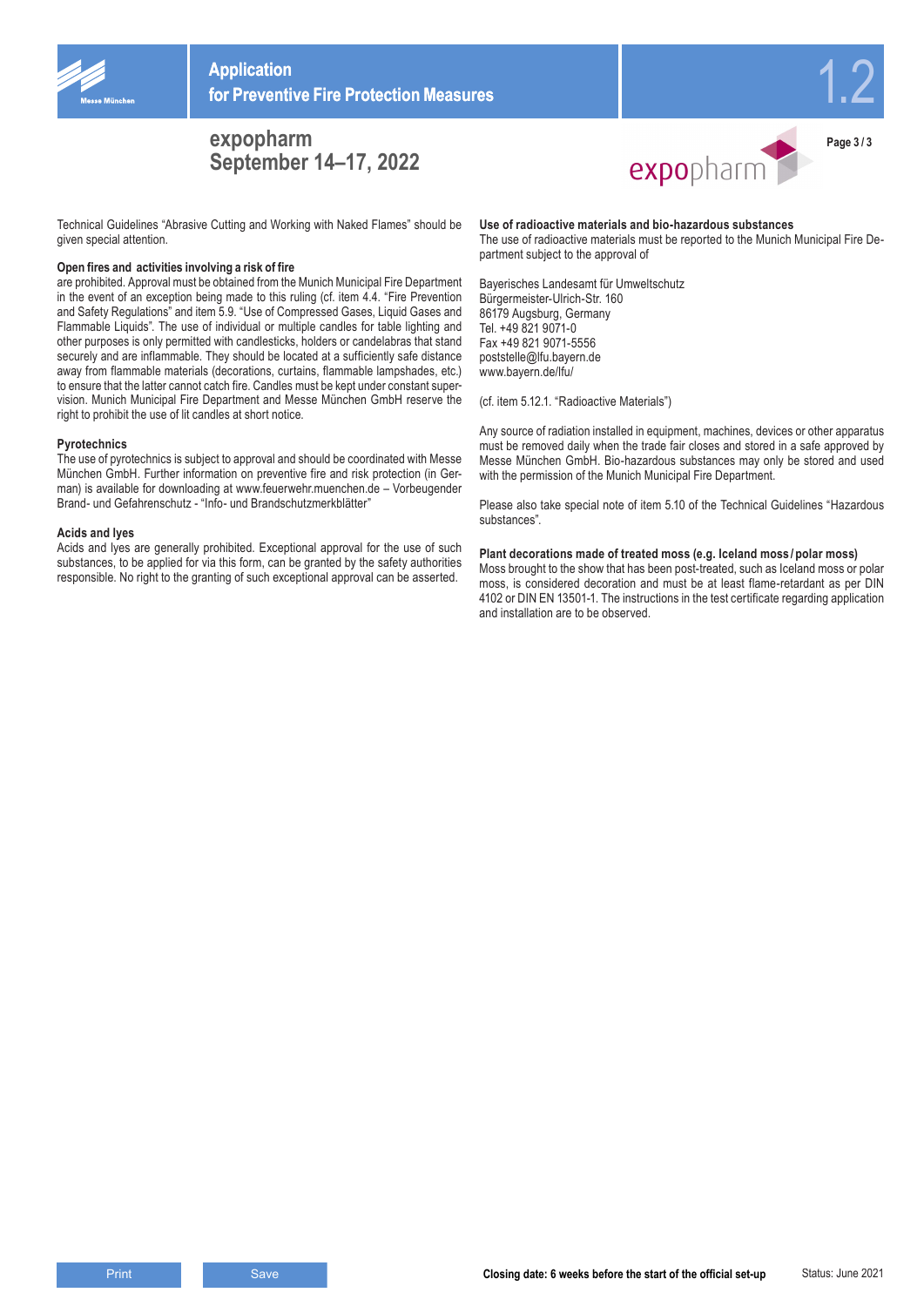Technical Guidelines "Abrasive Cutting and Working with Naked Flames" should be given special attention.

**Open fires and activities involving a risk of fire**
are prohibited. Approval must be obtained from the Munich Municipal Fire Department in the event of an exception being made to this ruling (cf. item 4.4. "Fire Prevention and Safety Regulations" and item 5.9. "Use of Compressed Gases, Liquid Gases and Flammable Liquids". The use of individual or multiple candles for table lighting and other purposes is only permitted with candlesticks, holders or candelabras that stand securely and are inflammable. They should be located at a sufficiently safe distance away from flammable materials (decorations, curtains, flammable lampshades, etc.) to ensure that the latter cannot catch fire. Candles must be kept under constant supervision. Munich Municipal Fire Department and Messe München GmbH reserve the right to prohibit the use of lit candles at short notice.

**Pyrotechnics**
The use of pyrotechnics is subject to approval and should be coordinated with Messe München GmbH. Further information on preventive fire and risk protection (in German) is available for downloading at www.feuerwehr.muenchen.de – Vorbeugender Brand- und Gefahrenschutz - "Info- und Brandschutzmerkblätter"

**Acids and lyes**
Acids and lyes are generally prohibited. Exceptional approval for the use of such substances, to be applied for via this form, can be granted by the safety authorities responsible. No right to the granting of such exceptional approval can be asserted.

**Use of radioactive materials and bio-hazardous substances**
The use of radioactive materials must be reported to the Munich Municipal Fire Department subject to the approval of

Bayerisches Landesamt für Umweltschutz
Bürgermeister-Ulrich-Str. 160
86179 Augsburg, Germany
Tel. +49 821 9071-0
Fax +49 821 9071-5556
poststelle@lfu.bayern.de
www.bayern.de/lfu/

(cf. item 5.12.1. "Radioactive Materials")

Any source of radiation installed in equipment, machines, devices or other apparatus must be removed daily when the trade fair closes and stored in a safe approved by Messe München GmbH. Bio-hazardous substances may only be stored and used with the permission of the Munich Municipal Fire Department.

Please also take special note of item 5.10 of the Technical Guidelines "Hazardous substances".

**Plant decorations made of treated moss (e.g. Iceland moss / polar moss)**
Moss brought to the show that has been post-treated, such as Iceland moss or polar moss, is considered decoration and must be at least flame-retardant as per DIN 4102 or DIN EN 13501-1. The instructions in the test certificate regarding application and installation are to be observed.

Print    Save

**Closing date: 6 weeks before the start of the official set-up**    Status: June 2021